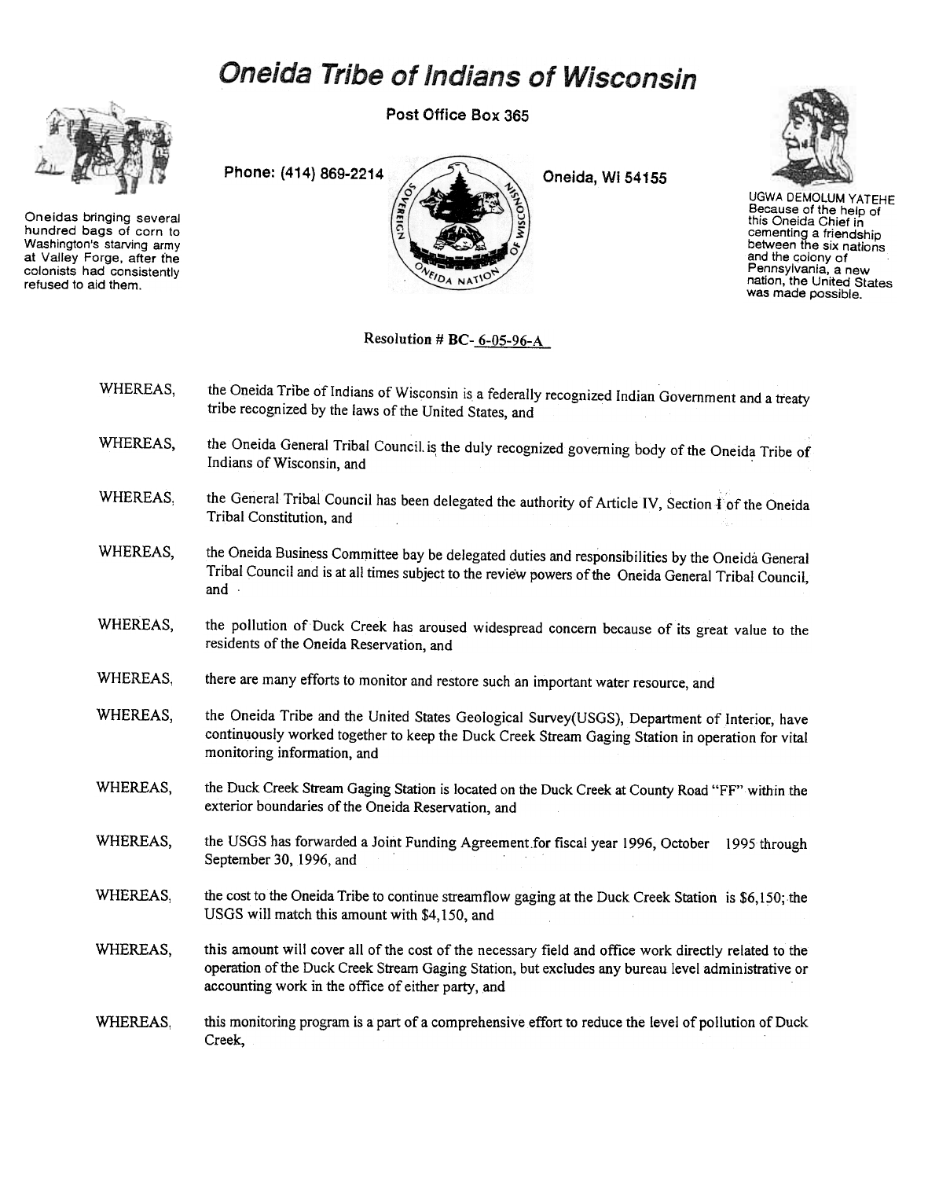# Oneida Tribe of Indians of Wisconsin

Post Office Box 365

Phone: (414) 869-2214 Oneida, Wi 54155

Oneidas bringing several hundred bags of corn to Washington's starving army at Valley Forge, after the colonists had consistently refused to aid them.

UGWA DEMOLUM YATEHE Because of the help of this Oneida Chief in cementing a friendship between the six nations and the colony of Pennsylvania, a new nation, the United States was made possible.

Resolution # BC-6-05-96-A

WHEREAS, the Oneida Tribe of Indians of Wisconsin is a federally recognized Indian Government and a treaty tribe recognized by the laws of the United States, and

WHEREAS, the Oneida General Tribal Council is the duly recognized governing body of the Oneida Tribe of Indians of Wisconsin, and

WHEREAS, the General Tribal Council has been delegated the authority of Article IV, Section 1 of the Oneida Tribal Constitution, and

WHEREAS, the Oneida Business Committee bay be delegated duties and responsibilities by the Oneida General Tribal Council and is at all times subject to the review powers of the Oneida General Tribal Council, and

WHEREAS, the pollution of Duck Creek has aroused widespread concern because of its great value to the residents of the Oneida Reservation, and

WHEREAS, there are many efforts to monitor and restore such an important water resource, and

WHEREAS, the Oneida Tribe and the United States Geological Survey(USGS), Department of Interior, have continuously worked together to keep the Duck Creek Stream Gaging Station in operation for vital monitoring information, and

WHEREAS, the Duck Creek Stream Gaging Station is located on the Duck Creek at County Road "FF" within the exterior boundaries of the Oneida Reservation, and

WHEREAS, the USGS has forwarded a Joint Funding Agreement for fiscal year 1996, October 1995 through September 30, 1996, and

WHEREAS, the cost to the Oneida Tribe to continue streamflow gaging at the Duck Creek Station is $6,150; the USGS will match this amount with $4,150, and

WHEREAS, this amount will cover all of the cost of the necessary field and office work directly related to the operation of the Duck Creek Stream Gaging Station, but excludes any bureau level administrative or accounting work in the office of either party, and

WHEREAS, this monitoring program is a part of a comprehensive effort to reduce the level of pollution of Duck Creek,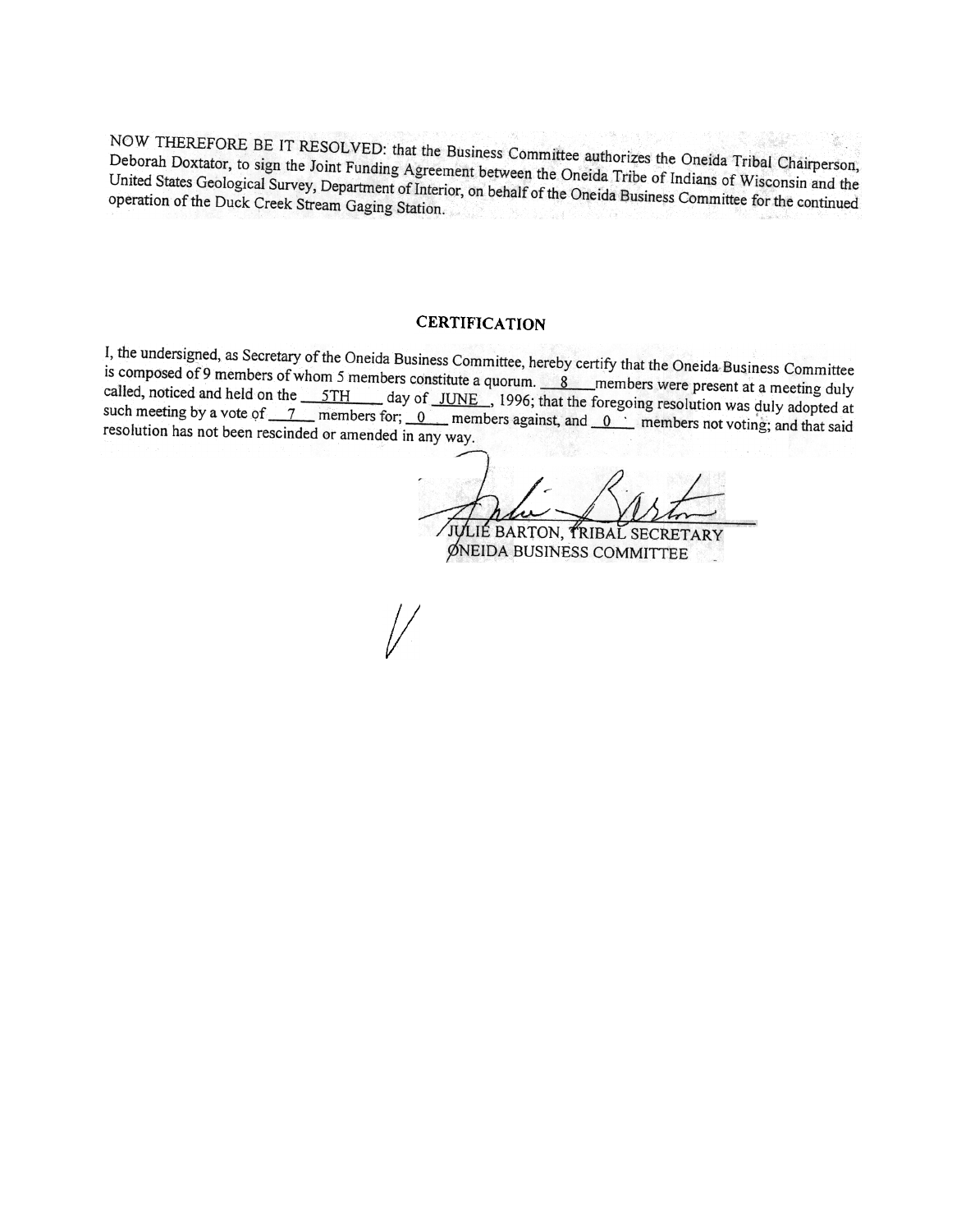NOW THEREFORE BE IT RESOLVED: that the Business Committee authorizes the Oneida Tribal Chairperson, Deborah Doxtator, to sign the Joint Funding Agreement between the Oneida Tribe of Indians of Wisconsin and the United States Geological Survey, Department of Interior, on behalf of the Oneida Business Committee for the continued operation of the Duck Creek Stream Gaging Station.

## CERTIFICATION

I, the undersigned, as Secretary of the Oneida Business Committee, hereby certify that the Oneida Business Committee is composed of 9 members of whom 5 members constitute a quorum. 8 members were present at a meeting duly called, noticed and held on the 5TH day of JUNE, 1996; that the foregoing resolution was duly adopted at such meeting by a vote of 7 members for; 0 members against, and 0 members not voting; and that said resolution has not been rescinded or amended in any way.

JULIE BARTON, TRIBAL SECRETARY
ONEIDA BUSINESS COMMITTEE